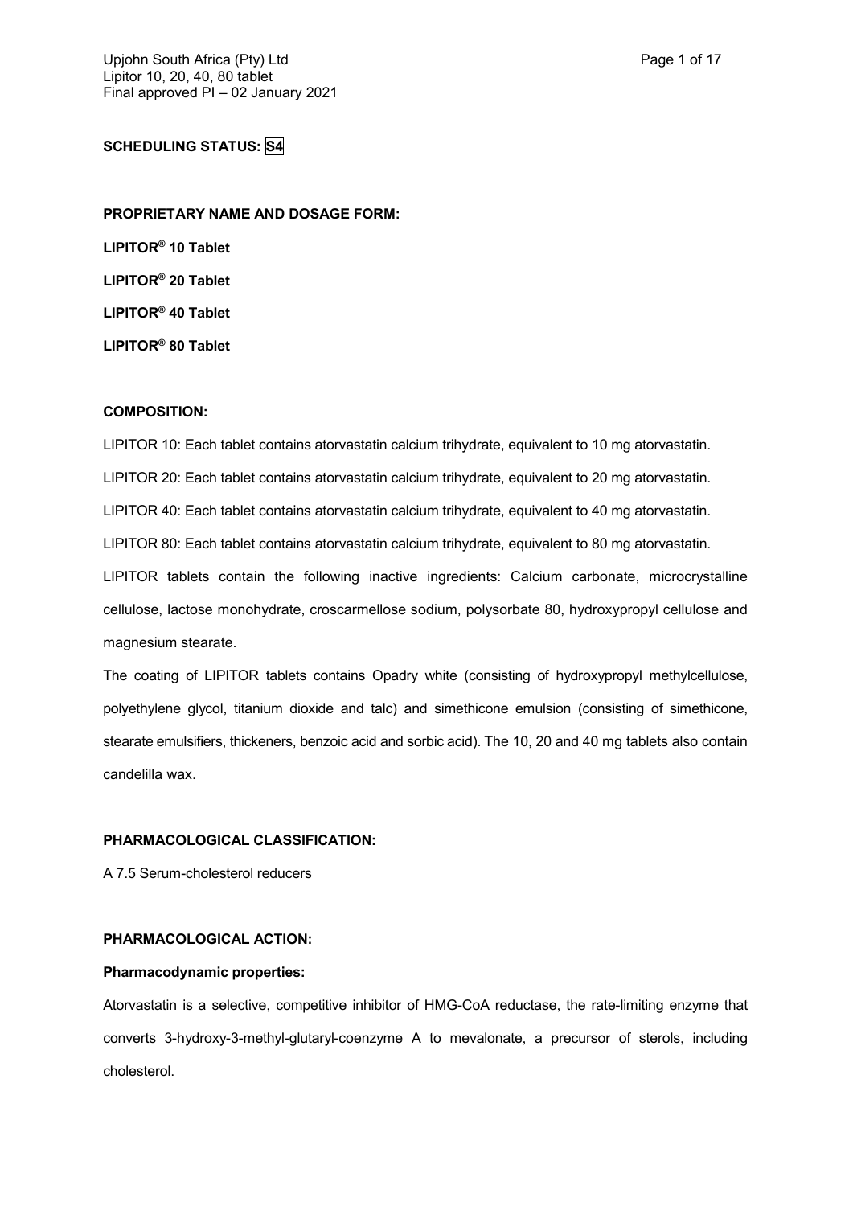**SCHEDULING STATUS: S4**

**PROPRIETARY NAME AND DOSAGE FORM:**

**LIPITOR® 10 Tablet**

**LIPITOR® 20 Tablet**

**LIPITOR® 40 Tablet**

**LIPITOR® 80 Tablet**

**COMPOSITION:**

LIPITOR 10: Each tablet contains atorvastatin calcium trihydrate, equivalent to 10 mg atorvastatin.

LIPITOR 20: Each tablet contains atorvastatin calcium trihydrate, equivalent to 20 mg atorvastatin.

LIPITOR 40: Each tablet contains atorvastatin calcium trihydrate, equivalent to 40 mg atorvastatin.

LIPITOR 80: Each tablet contains atorvastatin calcium trihydrate, equivalent to 80 mg atorvastatin.

LIPITOR tablets contain the following inactive ingredients: Calcium carbonate, microcrystalline cellulose, lactose monohydrate, croscarmellose sodium, polysorbate 80, hydroxypropyl cellulose and magnesium stearate.

The coating of LIPITOR tablets contains Opadry white (consisting of hydroxypropyl methylcellulose, polyethylene glycol, titanium dioxide and talc) and simethicone emulsion (consisting of simethicone, stearate emulsifiers, thickeners, benzoic acid and sorbic acid). The 10, 20 and 40 mg tablets also contain candelilla wax.

**PHARMACOLOGICAL CLASSIFICATION:**

A 7.5 Serum-cholesterol reducers

**PHARMACOLOGICAL ACTION:**

**Pharmacodynamic properties:**

Atorvastatin is a selective, competitive inhibitor of HMG-CoA reductase, the rate-limiting enzyme that converts 3-hydroxy-3-methyl-glutaryl-coenzyme A to mevalonate, a precursor of sterols, including cholesterol.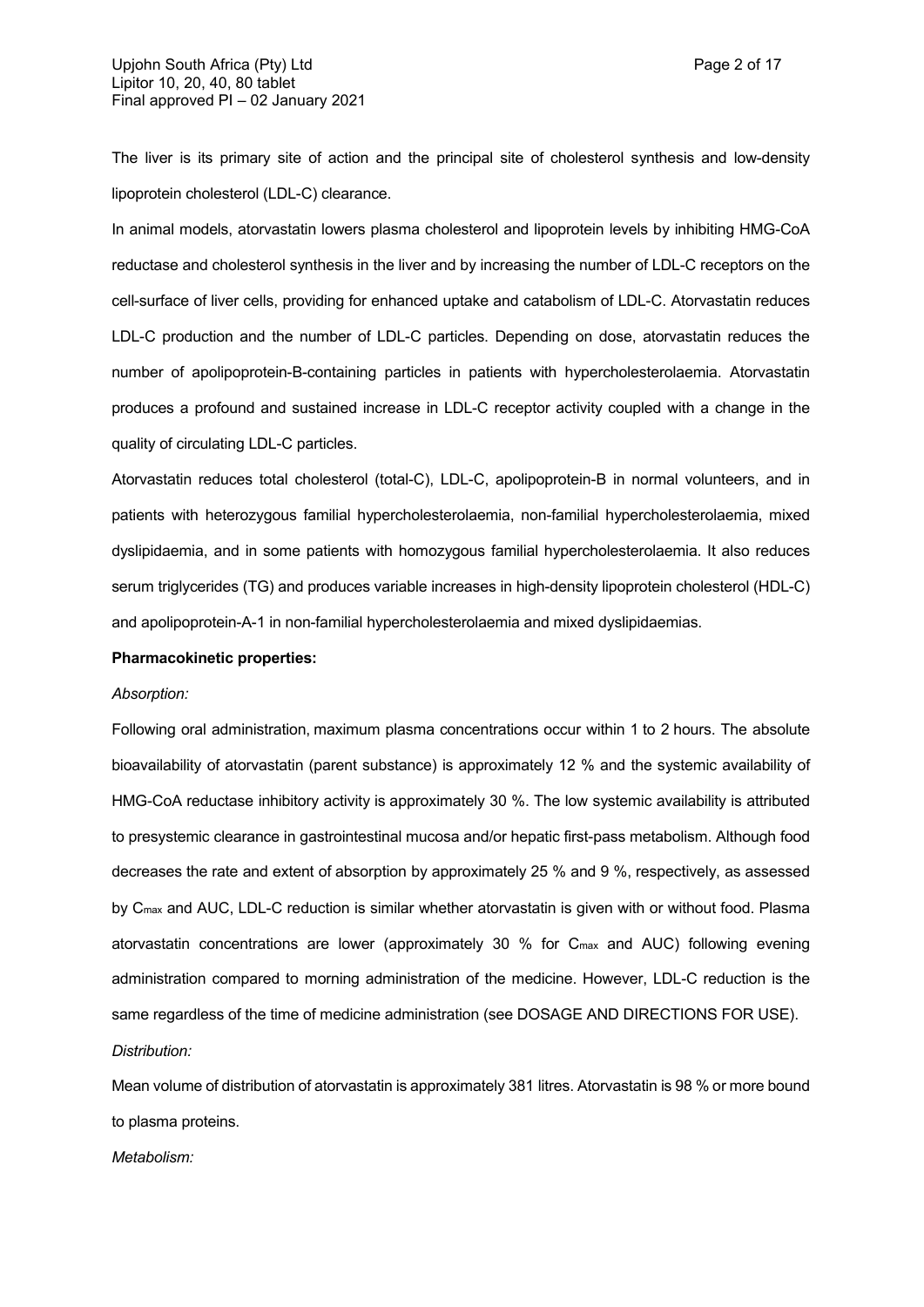The liver is its primary site of action and the principal site of cholesterol synthesis and low-density lipoprotein cholesterol (LDL-C) clearance.

In animal models, atorvastatin lowers plasma cholesterol and lipoprotein levels by inhibiting HMG-CoA reductase and cholesterol synthesis in the liver and by increasing the number of LDL-C receptors on the cell-surface of liver cells, providing for enhanced uptake and catabolism of LDL-C. Atorvastatin reduces LDL-C production and the number of LDL-C particles. Depending on dose, atorvastatin reduces the number of apolipoprotein-B-containing particles in patients with hypercholesterolaemia. Atorvastatin produces a profound and sustained increase in LDL-C receptor activity coupled with a change in the quality of circulating LDL-C particles.

Atorvastatin reduces total cholesterol (total-C), LDL-C, apolipoprotein-B in normal volunteers, and in patients with heterozygous familial hypercholesterolaemia, non-familial hypercholesterolaemia, mixed dyslipidaemia, and in some patients with homozygous familial hypercholesterolaemia. It also reduces serum triglycerides (TG) and produces variable increases in high-density lipoprotein cholesterol (HDL-C) and apolipoprotein-A-1 in non-familial hypercholesterolaemia and mixed dyslipidaemias.

**Pharmacokinetic properties:**

*Absorption:*

Following oral administration, maximum plasma concentrations occur within 1 to 2 hours. The absolute bioavailability of atorvastatin (parent substance) is approximately 12 % and the systemic availability of HMG-CoA reductase inhibitory activity is approximately 30 %. The low systemic availability is attributed to presystemic clearance in gastrointestinal mucosa and/or hepatic first-pass metabolism. Although food decreases the rate and extent of absorption by approximately 25 % and 9 %, respectively, as assessed by $C_{max}$ and AUC, LDL-C reduction is similar whether atorvastatin is given with or without food. Plasma atorvastatin concentrations are lower (approximately 30 % for $C_{max}$ and AUC) following evening administration compared to morning administration of the medicine. However, LDL-C reduction is the same regardless of the time of medicine administration (see DOSAGE AND DIRECTIONS FOR USE).

*Distribution:*

Mean volume of distribution of atorvastatin is approximately 381 litres. Atorvastatin is 98 % or more bound to plasma proteins.

*Metabolism:*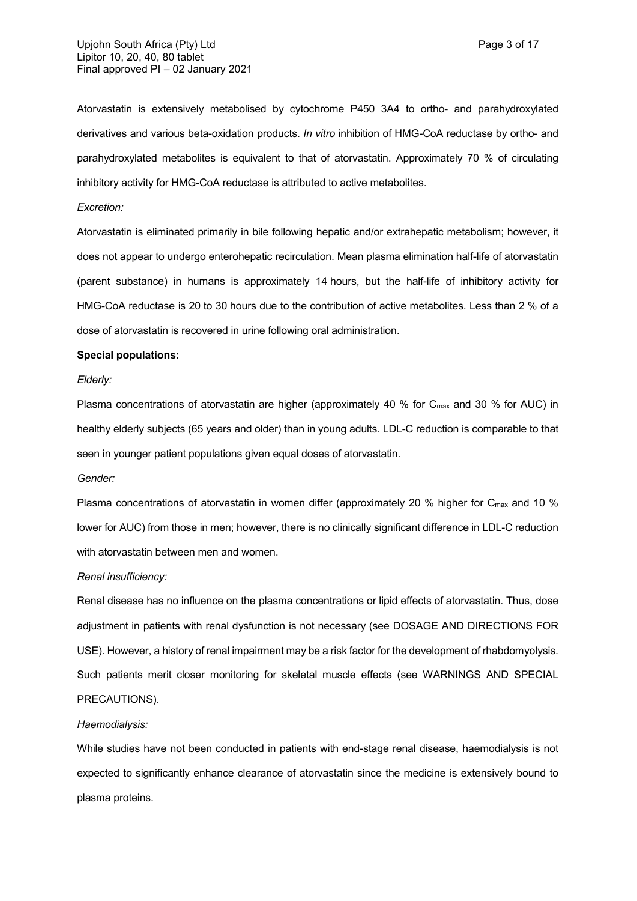Atorvastatin is extensively metabolised by cytochrome P450 3A4 to ortho- and parahydroxylated derivatives and various beta-oxidation products. *In vitro* inhibition of HMG-CoA reductase by ortho- and parahydroxylated metabolites is equivalent to that of atorvastatin. Approximately 70 % of circulating inhibitory activity for HMG-CoA reductase is attributed to active metabolites.

*Excretion:*

Atorvastatin is eliminated primarily in bile following hepatic and/or extrahepatic metabolism; however, it does not appear to undergo enterohepatic recirculation. Mean plasma elimination half-life of atorvastatin (parent substance) in humans is approximately 14 hours, but the half-life of inhibitory activity for HMG-CoA reductase is 20 to 30 hours due to the contribution of active metabolites. Less than 2 % of a dose of atorvastatin is recovered in urine following oral administration.

**Special populations:**

*Elderly:*

Plasma concentrations of atorvastatin are higher (approximately 40 % for $C_{max}$ and 30 % for AUC) in healthy elderly subjects (65 years and older) than in young adults. LDL-C reduction is comparable to that seen in younger patient populations given equal doses of atorvastatin.

*Gender:*

Plasma concentrations of atorvastatin in women differ (approximately 20 % higher for $C_{max}$ and 10 % lower for AUC) from those in men; however, there is no clinically significant difference in LDL-C reduction with atorvastatin between men and women.

*Renal insufficiency:*

Renal disease has no influence on the plasma concentrations or lipid effects of atorvastatin. Thus, dose adjustment in patients with renal dysfunction is not necessary (see DOSAGE AND DIRECTIONS FOR USE). However, a history of renal impairment may be a risk factor for the development of rhabdomyolysis. Such patients merit closer monitoring for skeletal muscle effects (see WARNINGS AND SPECIAL PRECAUTIONS).

*Haemodialysis:*

While studies have not been conducted in patients with end-stage renal disease, haemodialysis is not expected to significantly enhance clearance of atorvastatin since the medicine is extensively bound to plasma proteins.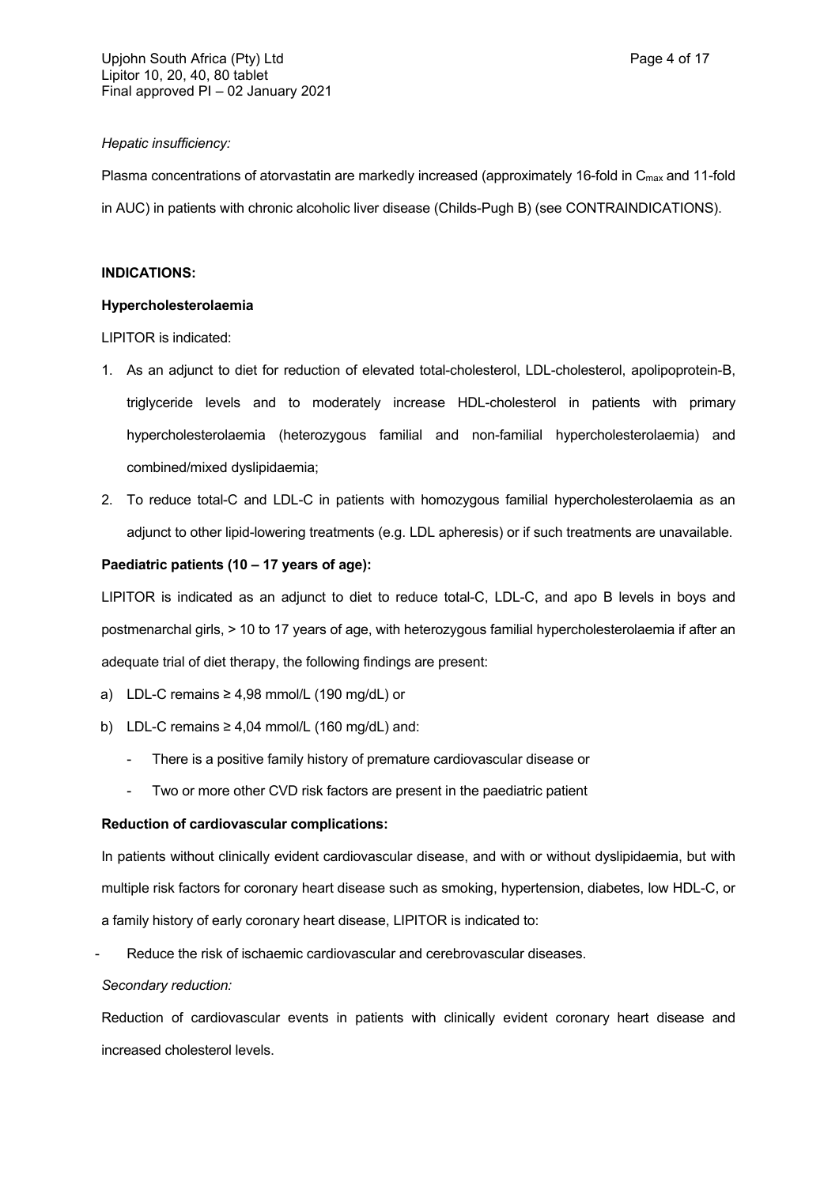*Hepatic insufficiency:*

Plasma concentrations of atorvastatin are markedly increased (approximately 16-fold in $C_{max}$ and 11-fold in AUC) in patients with chronic alcoholic liver disease (Childs-Pugh B) (see CONTRAINDICATIONS).

**INDICATIONS:**

**Hypercholesterolaemia**

LIPITOR is indicated:

1. As an adjunct to diet for reduction of elevated total-cholesterol, LDL-cholesterol, apolipoprotein-B, triglyceride levels and to moderately increase HDL-cholesterol in patients with primary hypercholesterolaemia (heterozygous familial and non-familial hypercholesterolaemia) and combined/mixed dyslipidaemia;
2. To reduce total-C and LDL-C in patients with homozygous familial hypercholesterolaemia as an adjunct to other lipid-lowering treatments (e.g. LDL apheresis) or if such treatments are unavailable.

**Paediatric patients (10 – 17 years of age):**

LIPITOR is indicated as an adjunct to diet to reduce total-C, LDL-C, and apo B levels in boys and postmenarchal girls, > 10 to 17 years of age, with heterozygous familial hypercholesterolaemia if after an adequate trial of diet therapy, the following findings are present:

a) LDL-C remains ≥ 4,98 mmol/L (190 mg/dL) or

b) LDL-C remains ≥ 4,04 mmol/L (160 mg/dL) and:

- There is a positive family history of premature cardiovascular disease or
- Two or more other CVD risk factors are present in the paediatric patient

**Reduction of cardiovascular complications:**

In patients without clinically evident cardiovascular disease, and with or without dyslipidaemia, but with multiple risk factors for coronary heart disease such as smoking, hypertension, diabetes, low HDL-C, or a family history of early coronary heart disease, LIPITOR is indicated to:

- Reduce the risk of ischaemic cardiovascular and cerebrovascular diseases.

*Secondary reduction:*

Reduction of cardiovascular events in patients with clinically evident coronary heart disease and increased cholesterol levels.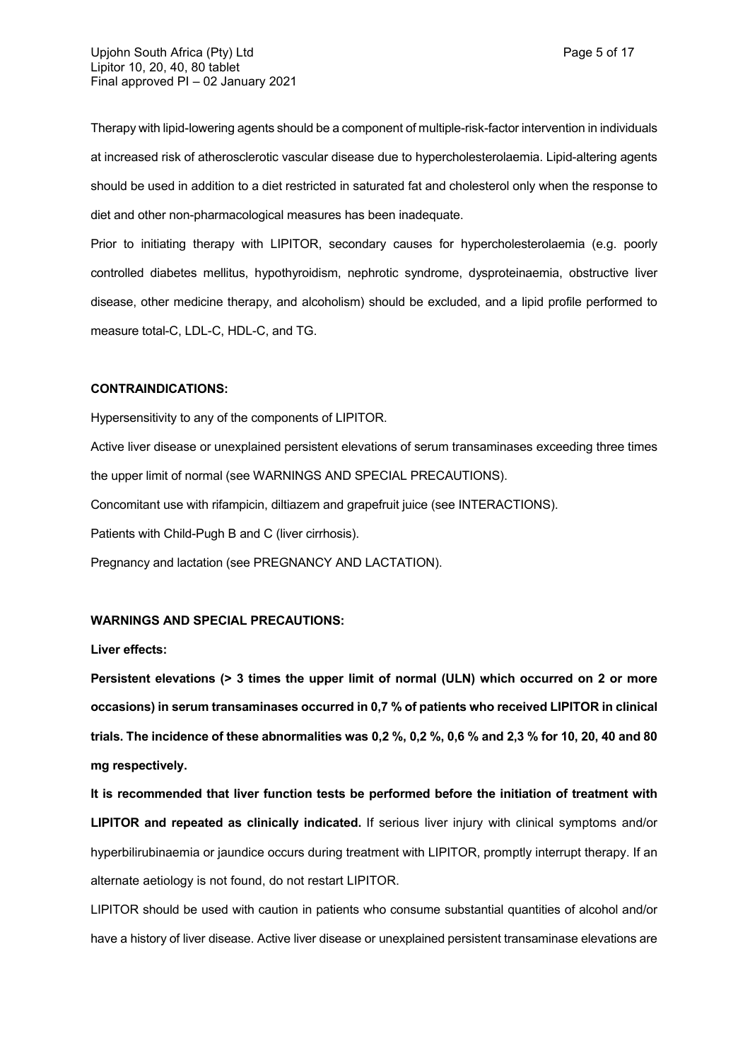Therapy with lipid-lowering agents should be a component of multiple-risk-factor intervention in individuals at increased risk of atherosclerotic vascular disease due to hypercholesterolaemia. Lipid-altering agents should be used in addition to a diet restricted in saturated fat and cholesterol only when the response to diet and other non-pharmacological measures has been inadequate.

Prior to initiating therapy with LIPITOR, secondary causes for hypercholesterolaemia (e.g. poorly controlled diabetes mellitus, hypothyroidism, nephrotic syndrome, dysproteinaemia, obstructive liver disease, other medicine therapy, and alcoholism) should be excluded, and a lipid profile performed to measure total-C, LDL-C, HDL-C, and TG.

**CONTRAINDICATIONS:**

Hypersensitivity to any of the components of LIPITOR.

Active liver disease or unexplained persistent elevations of serum transaminases exceeding three times the upper limit of normal (see WARNINGS AND SPECIAL PRECAUTIONS).

Concomitant use with rifampicin, diltiazem and grapefruit juice (see INTERACTIONS).

Patients with Child-Pugh B and C (liver cirrhosis).

Pregnancy and lactation (see PREGNANCY AND LACTATION).

**WARNINGS AND SPECIAL PRECAUTIONS:**

**Liver effects:**

**Persistent elevations (> 3 times the upper limit of normal (ULN) which occurred on 2 or more occasions) in serum transaminases occurred in 0,7 % of patients who received LIPITOR in clinical trials. The incidence of these abnormalities was 0,2 %, 0,2 %, 0,6 % and 2,3 % for 10, 20, 40 and 80 mg respectively.**

**It is recommended that liver function tests be performed before the initiation of treatment with LIPITOR and repeated as clinically indicated.** If serious liver injury with clinical symptoms and/or hyperbilirubinaemia or jaundice occurs during treatment with LIPITOR, promptly interrupt therapy. If an alternate aetiology is not found, do not restart LIPITOR.

LIPITOR should be used with caution in patients who consume substantial quantities of alcohol and/or have a history of liver disease. Active liver disease or unexplained persistent transaminase elevations are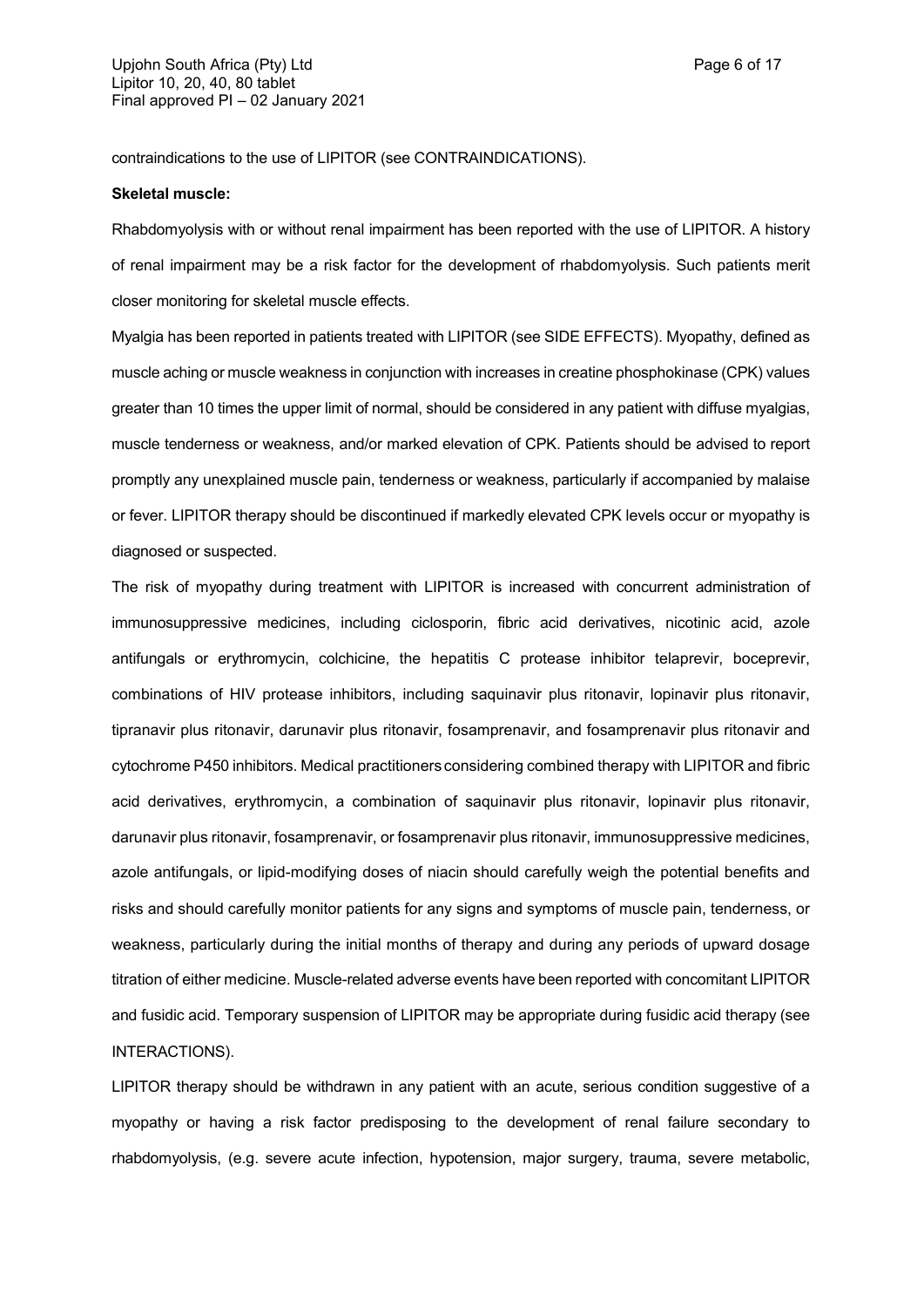contraindications to the use of LIPITOR (see CONTRAINDICATIONS).

**Skeletal muscle:**

Rhabdomyolysis with or without renal impairment has been reported with the use of LIPITOR. A history of renal impairment may be a risk factor for the development of rhabdomyolysis. Such patients merit closer monitoring for skeletal muscle effects.

Myalgia has been reported in patients treated with LIPITOR (see SIDE EFFECTS). Myopathy, defined as muscle aching or muscle weakness in conjunction with increases in creatine phosphokinase (CPK) values greater than 10 times the upper limit of normal, should be considered in any patient with diffuse myalgias, muscle tenderness or weakness, and/or marked elevation of CPK. Patients should be advised to report promptly any unexplained muscle pain, tenderness or weakness, particularly if accompanied by malaise or fever. LIPITOR therapy should be discontinued if markedly elevated CPK levels occur or myopathy is diagnosed or suspected.

The risk of myopathy during treatment with LIPITOR is increased with concurrent administration of immunosuppressive medicines, including ciclosporin, fibric acid derivatives, nicotinic acid, azole antifungals or erythromycin, colchicine, the hepatitis C protease inhibitor telaprevir, boceprevir, combinations of HIV protease inhibitors, including saquinavir plus ritonavir, lopinavir plus ritonavir, tipranavir plus ritonavir, darunavir plus ritonavir, fosamprenavir, and fosamprenavir plus ritonavir and cytochrome P450 inhibitors. Medical practitioners considering combined therapy with LIPITOR and fibric acid derivatives, erythromycin, a combination of saquinavir plus ritonavir, lopinavir plus ritonavir, darunavir plus ritonavir, fosamprenavir, or fosamprenavir plus ritonavir, immunosuppressive medicines, azole antifungals, or lipid-modifying doses of niacin should carefully weigh the potential benefits and risks and should carefully monitor patients for any signs and symptoms of muscle pain, tenderness, or weakness, particularly during the initial months of therapy and during any periods of upward dosage titration of either medicine. Muscle-related adverse events have been reported with concomitant LIPITOR and fusidic acid. Temporary suspension of LIPITOR may be appropriate during fusidic acid therapy (see INTERACTIONS).

LIPITOR therapy should be withdrawn in any patient with an acute, serious condition suggestive of a myopathy or having a risk factor predisposing to the development of renal failure secondary to rhabdomyolysis, (e.g. severe acute infection, hypotension, major surgery, trauma, severe metabolic,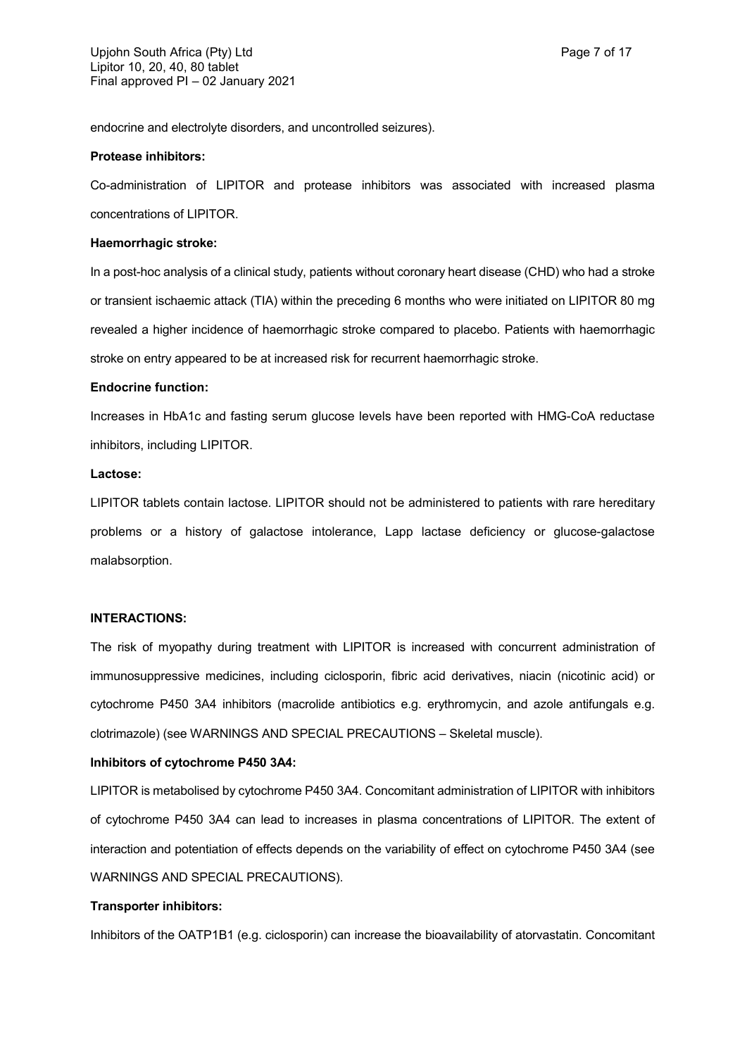endocrine and electrolyte disorders, and uncontrolled seizures).

**Protease inhibitors:**

Co-administration of LIPITOR and protease inhibitors was associated with increased plasma concentrations of LIPITOR.

**Haemorrhagic stroke:**

In a post-hoc analysis of a clinical study, patients without coronary heart disease (CHD) who had a stroke or transient ischaemic attack (TIA) within the preceding 6 months who were initiated on LIPITOR 80 mg revealed a higher incidence of haemorrhagic stroke compared to placebo. Patients with haemorrhagic stroke on entry appeared to be at increased risk for recurrent haemorrhagic stroke.

**Endocrine function:**

Increases in HbA1c and fasting serum glucose levels have been reported with HMG-CoA reductase inhibitors, including LIPITOR.

**Lactose:**

LIPITOR tablets contain lactose. LIPITOR should not be administered to patients with rare hereditary problems or a history of galactose intolerance, Lapp lactase deficiency or glucose-galactose malabsorption.

**INTERACTIONS:**

The risk of myopathy during treatment with LIPITOR is increased with concurrent administration of immunosuppressive medicines, including ciclosporin, fibric acid derivatives, niacin (nicotinic acid) or cytochrome P450 3A4 inhibitors (macrolide antibiotics e.g. erythromycin, and azole antifungals e.g. clotrimazole) (see WARNINGS AND SPECIAL PRECAUTIONS – Skeletal muscle).

**Inhibitors of cytochrome P450 3A4:**

LIPITOR is metabolised by cytochrome P450 3A4. Concomitant administration of LIPITOR with inhibitors of cytochrome P450 3A4 can lead to increases in plasma concentrations of LIPITOR. The extent of interaction and potentiation of effects depends on the variability of effect on cytochrome P450 3A4 (see WARNINGS AND SPECIAL PRECAUTIONS).

**Transporter inhibitors:**

Inhibitors of the OATP1B1 (e.g. ciclosporin) can increase the bioavailability of atorvastatin. Concomitant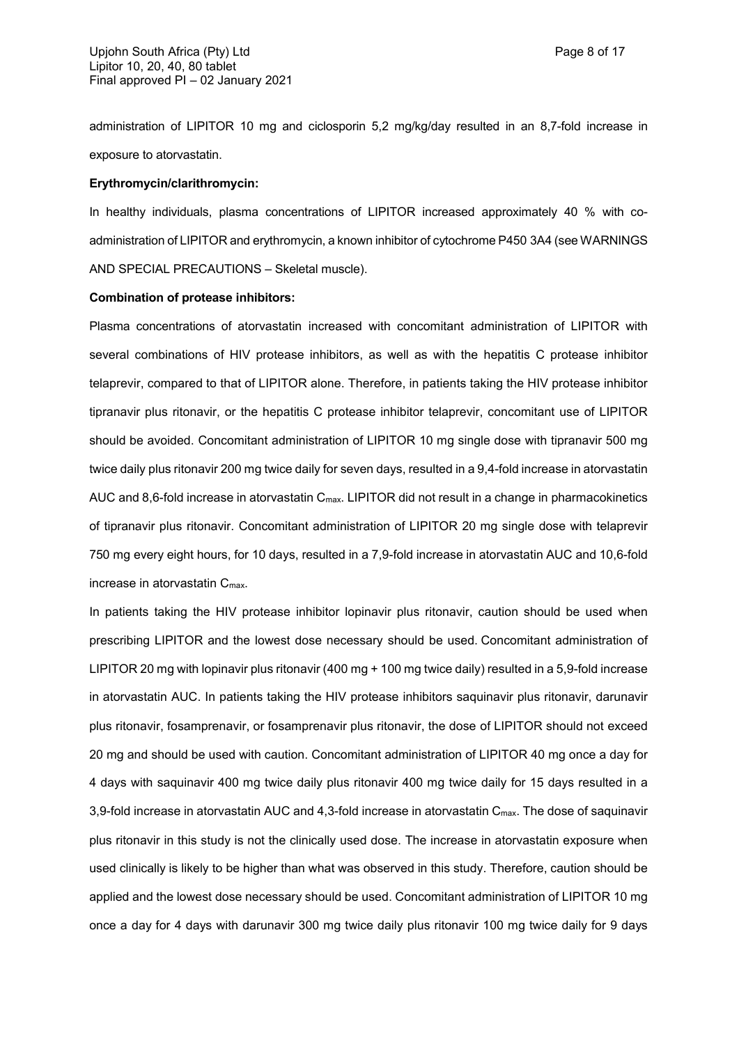administration of LIPITOR 10 mg and ciclosporin 5,2 mg/kg/day resulted in an 8,7-fold increase in exposure to atorvastatin.

**Erythromycin/clarithromycin:**

In healthy individuals, plasma concentrations of LIPITOR increased approximately 40 % with co-administration of LIPITOR and erythromycin, a known inhibitor of cytochrome P450 3A4 (see WARNINGS AND SPECIAL PRECAUTIONS – Skeletal muscle).

**Combination of protease inhibitors:**

Plasma concentrations of atorvastatin increased with concomitant administration of LIPITOR with several combinations of HIV protease inhibitors, as well as with the hepatitis C protease inhibitor telaprevir, compared to that of LIPITOR alone. Therefore, in patients taking the HIV protease inhibitor tipranavir plus ritonavir, or the hepatitis C protease inhibitor telaprevir, concomitant use of LIPITOR should be avoided. Concomitant administration of LIPITOR 10 mg single dose with tipranavir 500 mg twice daily plus ritonavir 200 mg twice daily for seven days, resulted in a 9,4-fold increase in atorvastatin AUC and 8,6-fold increase in atorvastatin $C_{max}$. LIPITOR did not result in a change in pharmacokinetics of tipranavir plus ritonavir. Concomitant administration of LIPITOR 20 mg single dose with telaprevir 750 mg every eight hours, for 10 days, resulted in a 7,9-fold increase in atorvastatin AUC and 10,6-fold increase in atorvastatin $C_{max}$.

In patients taking the HIV protease inhibitor lopinavir plus ritonavir, caution should be used when prescribing LIPITOR and the lowest dose necessary should be used. Concomitant administration of LIPITOR 20 mg with lopinavir plus ritonavir (400 mg + 100 mg twice daily) resulted in a 5,9-fold increase in atorvastatin AUC. In patients taking the HIV protease inhibitors saquinavir plus ritonavir, darunavir plus ritonavir, fosamprenavir, or fosamprenavir plus ritonavir, the dose of LIPITOR should not exceed 20 mg and should be used with caution. Concomitant administration of LIPITOR 40 mg once a day for 4 days with saquinavir 400 mg twice daily plus ritonavir 400 mg twice daily for 15 days resulted in a 3,9-fold increase in atorvastatin AUC and 4,3-fold increase in atorvastatin $C_{max}$. The dose of saquinavir plus ritonavir in this study is not the clinically used dose. The increase in atorvastatin exposure when used clinically is likely to be higher than what was observed in this study. Therefore, caution should be applied and the lowest dose necessary should be used. Concomitant administration of LIPITOR 10 mg once a day for 4 days with darunavir 300 mg twice daily plus ritonavir 100 mg twice daily for 9 days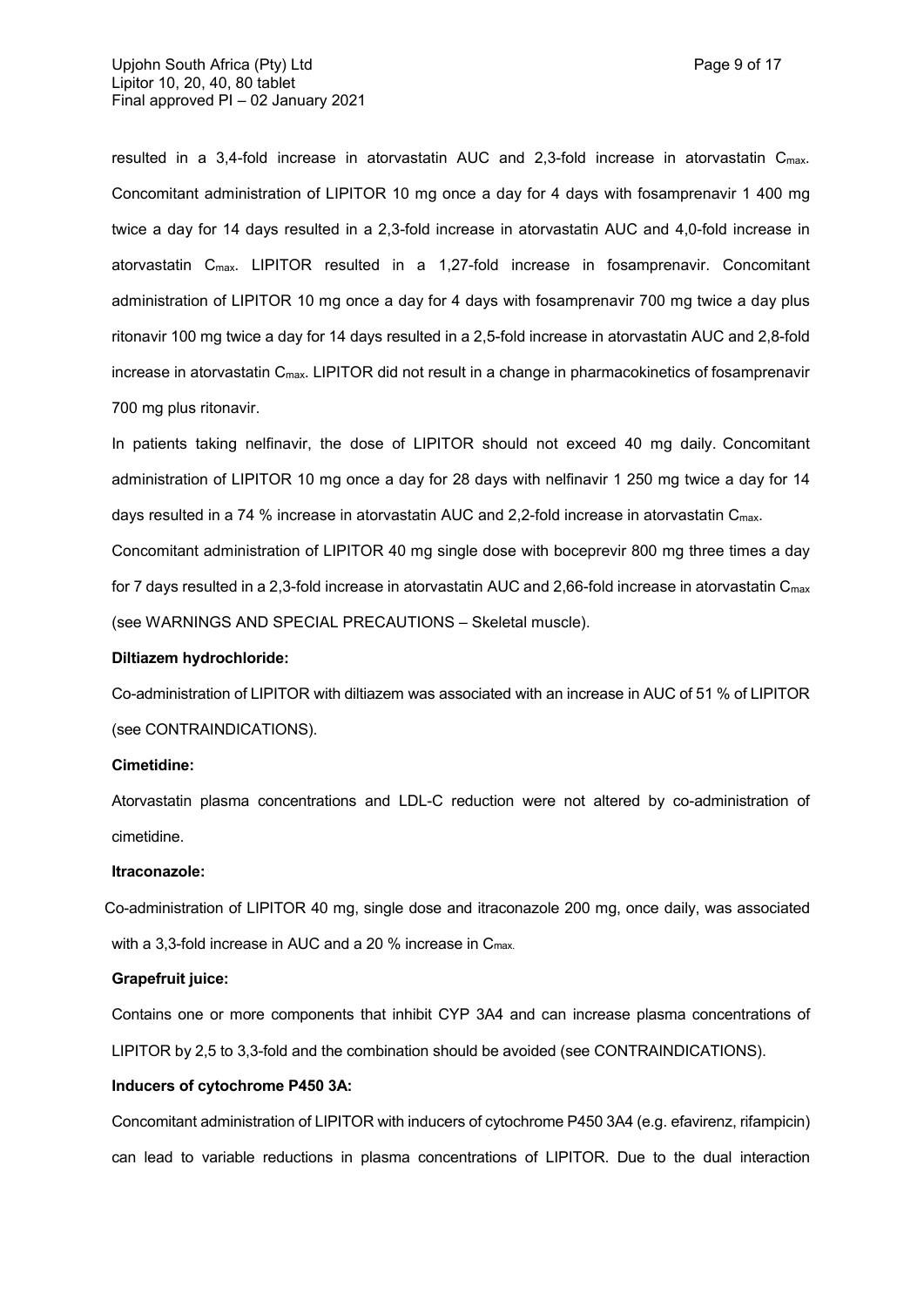resulted in a 3,4-fold increase in atorvastatin AUC and 2,3-fold increase in atorvastatin $C_{max}$. Concomitant administration of LIPITOR 10 mg once a day for 4 days with fosamprenavir 1 400 mg twice a day for 14 days resulted in a 2,3-fold increase in atorvastatin AUC and 4,0-fold increase in atorvastatin $C_{max}$. LIPITOR resulted in a 1,27-fold increase in fosamprenavir. Concomitant administration of LIPITOR 10 mg once a day for 4 days with fosamprenavir 700 mg twice a day plus ritonavir 100 mg twice a day for 14 days resulted in a 2,5-fold increase in atorvastatin AUC and 2,8-fold increase in atorvastatin $C_{max}$. LIPITOR did not result in a change in pharmacokinetics of fosamprenavir 700 mg plus ritonavir.

In patients taking nelfinavir, the dose of LIPITOR should not exceed 40 mg daily. Concomitant administration of LIPITOR 10 mg once a day for 28 days with nelfinavir 1 250 mg twice a day for 14 days resulted in a 74 % increase in atorvastatin AUC and 2,2-fold increase in atorvastatin $C_{max}$.

Concomitant administration of LIPITOR 40 mg single dose with boceprevir 800 mg three times a day for 7 days resulted in a 2,3-fold increase in atorvastatin AUC and 2,66-fold increase in atorvastatin $C_{max}$ (see WARNINGS AND SPECIAL PRECAUTIONS – Skeletal muscle).

**Diltiazem hydrochloride:**

Co-administration of LIPITOR with diltiazem was associated with an increase in AUC of 51 % of LIPITOR (see CONTRAINDICATIONS).

**Cimetidine:**

Atorvastatin plasma concentrations and LDL-C reduction were not altered by co-administration of cimetidine.

**Itraconazole:**

Co-administration of LIPITOR 40 mg, single dose and itraconazole 200 mg, once daily, was associated with a 3,3-fold increase in AUC and a 20 % increase in $C_{max}$.

**Grapefruit juice:**

Contains one or more components that inhibit CYP 3A4 and can increase plasma concentrations of LIPITOR by 2,5 to 3,3-fold and the combination should be avoided (see CONTRAINDICATIONS).

**Inducers of cytochrome P450 3A:**

Concomitant administration of LIPITOR with inducers of cytochrome P450 3A4 (e.g. efavirenz, rifampicin) can lead to variable reductions in plasma concentrations of LIPITOR. Due to the dual interaction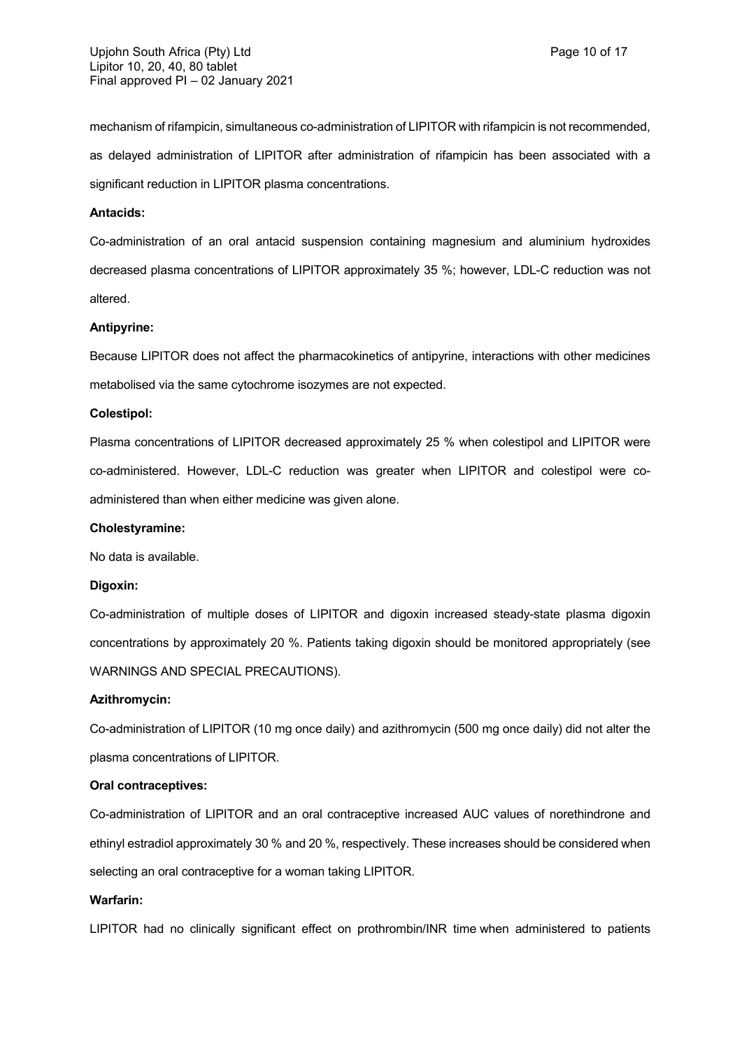mechanism of rifampicin, simultaneous co-administration of LIPITOR with rifampicin is not recommended, as delayed administration of LIPITOR after administration of rifampicin has been associated with a significant reduction in LIPITOR plasma concentrations.

**Antacids:**

Co-administration of an oral antacid suspension containing magnesium and aluminium hydroxides decreased plasma concentrations of LIPITOR approximately 35 %; however, LDL-C reduction was not altered.

**Antipyrine:**

Because LIPITOR does not affect the pharmacokinetics of antipyrine, interactions with other medicines metabolised via the same cytochrome isozymes are not expected.

**Colestipol:**

Plasma concentrations of LIPITOR decreased approximately 25 % when colestipol and LIPITOR were co-administered. However, LDL-C reduction was greater when LIPITOR and colestipol were co-administered than when either medicine was given alone.

**Cholestyramine:**

No data is available.

**Digoxin:**

Co-administration of multiple doses of LIPITOR and digoxin increased steady-state plasma digoxin concentrations by approximately 20 %. Patients taking digoxin should be monitored appropriately (see WARNINGS AND SPECIAL PRECAUTIONS).

**Azithromycin:**

Co-administration of LIPITOR (10 mg once daily) and azithromycin (500 mg once daily) did not alter the plasma concentrations of LIPITOR.

**Oral contraceptives:**

Co-administration of LIPITOR and an oral contraceptive increased AUC values of norethindrone and ethinyl estradiol approximately 30 % and 20 %, respectively. These increases should be considered when selecting an oral contraceptive for a woman taking LIPITOR.

**Warfarin:**

LIPITOR had no clinically significant effect on prothrombin/INR time when administered to patients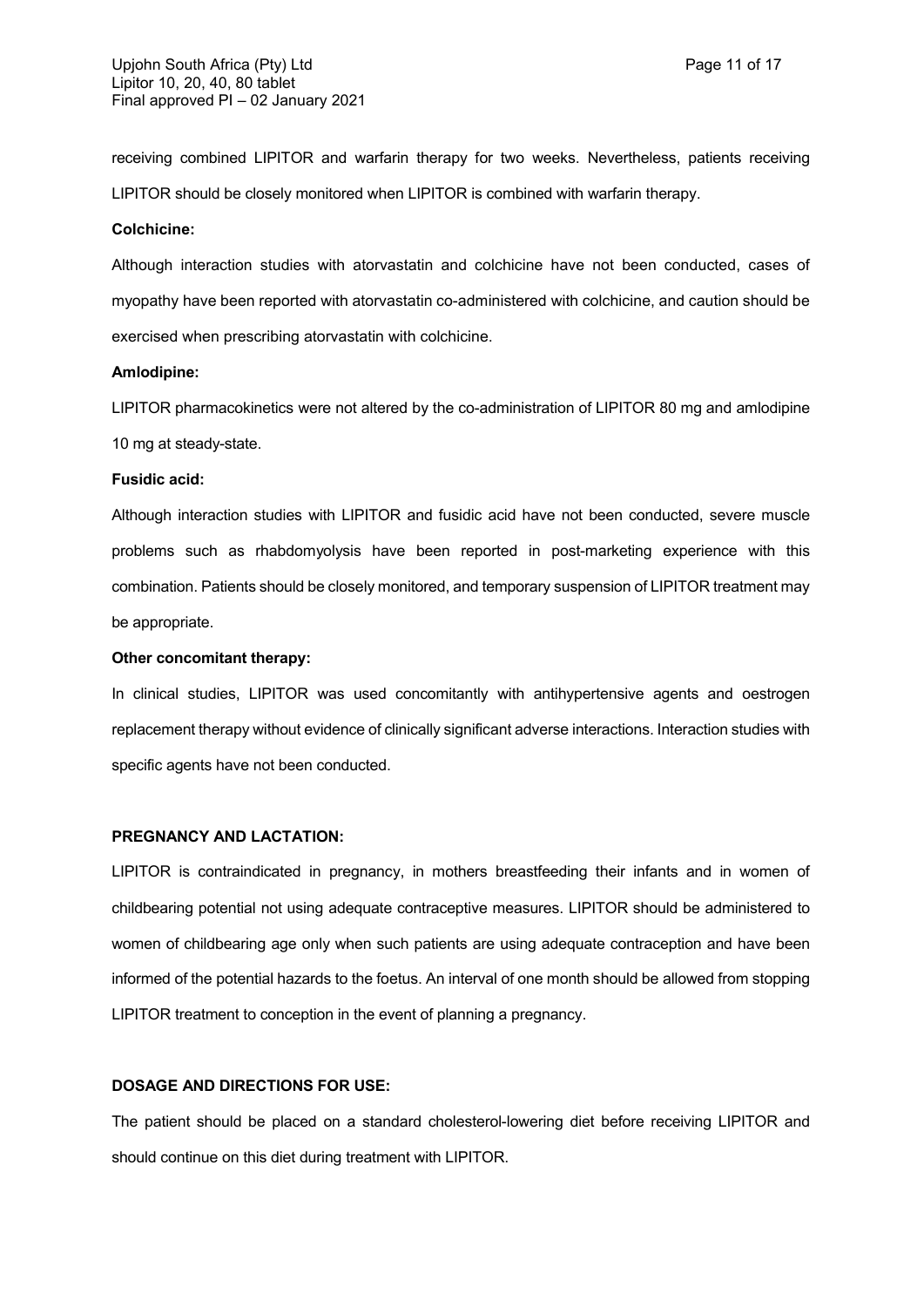receiving combined LIPITOR and warfarin therapy for two weeks. Nevertheless, patients receiving LIPITOR should be closely monitored when LIPITOR is combined with warfarin therapy.

**Colchicine:**

Although interaction studies with atorvastatin and colchicine have not been conducted, cases of myopathy have been reported with atorvastatin co-administered with colchicine, and caution should be exercised when prescribing atorvastatin with colchicine.

**Amlodipine:**

LIPITOR pharmacokinetics were not altered by the co-administration of LIPITOR 80 mg and amlodipine 10 mg at steady-state.

**Fusidic acid:**

Although interaction studies with LIPITOR and fusidic acid have not been conducted, severe muscle problems such as rhabdomyolysis have been reported in post-marketing experience with this combination. Patients should be closely monitored, and temporary suspension of LIPITOR treatment may be appropriate.

**Other concomitant therapy:**

In clinical studies, LIPITOR was used concomitantly with antihypertensive agents and oestrogen replacement therapy without evidence of clinically significant adverse interactions. Interaction studies with specific agents have not been conducted.

**PREGNANCY AND LACTATION:**

LIPITOR is contraindicated in pregnancy, in mothers breastfeeding their infants and in women of childbearing potential not using adequate contraceptive measures. LIPITOR should be administered to women of childbearing age only when such patients are using adequate contraception and have been informed of the potential hazards to the foetus. An interval of one month should be allowed from stopping LIPITOR treatment to conception in the event of planning a pregnancy.

**DOSAGE AND DIRECTIONS FOR USE:**

The patient should be placed on a standard cholesterol-lowering diet before receiving LIPITOR and should continue on this diet during treatment with LIPITOR.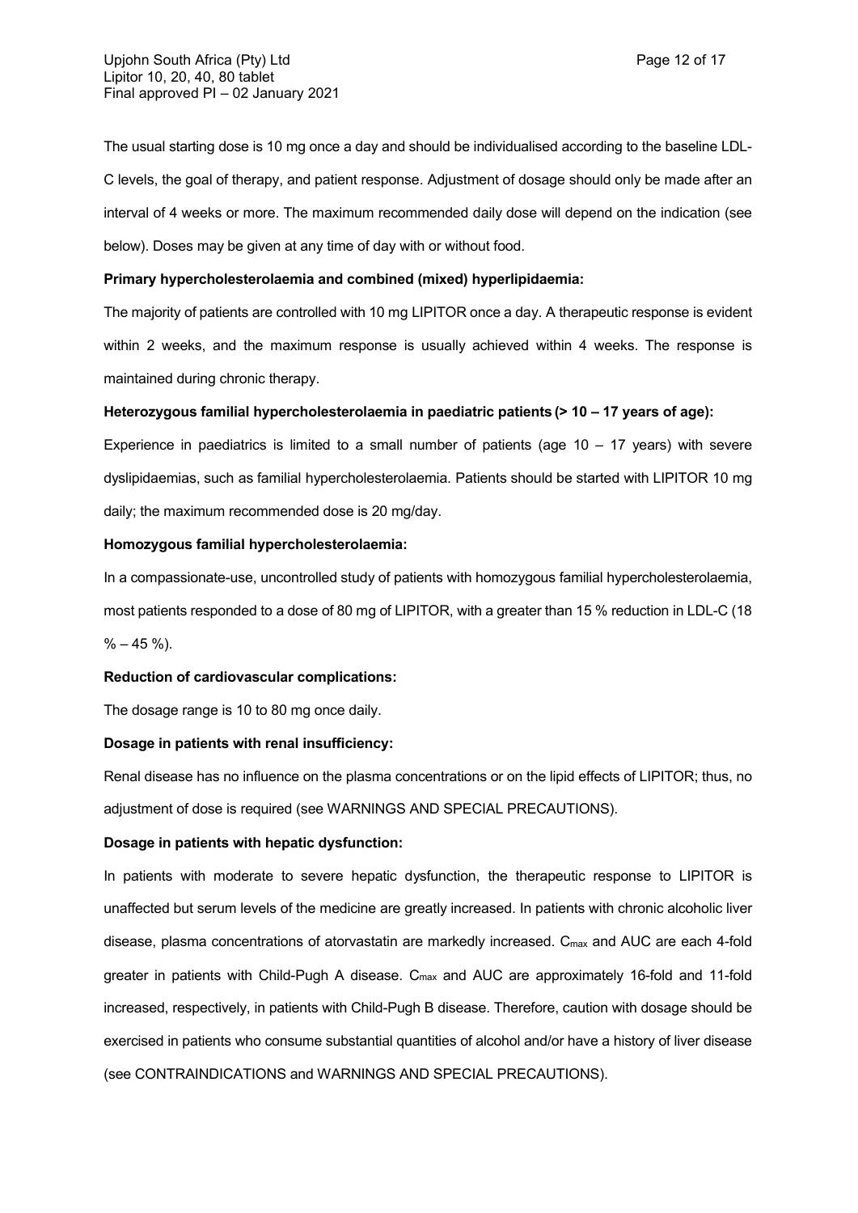The usual starting dose is 10 mg once a day and should be individualised according to the baseline LDL-C levels, the goal of therapy, and patient response. Adjustment of dosage should only be made after an interval of 4 weeks or more. The maximum recommended daily dose will depend on the indication (see below). Doses may be given at any time of day with or without food.

**Primary hypercholesterolaemia and combined (mixed) hyperlipidaemia:**

The majority of patients are controlled with 10 mg LIPITOR once a day. A therapeutic response is evident within 2 weeks, and the maximum response is usually achieved within 4 weeks. The response is maintained during chronic therapy.

**Heterozygous familial hypercholesterolaemia in paediatric patients (> 10 – 17 years of age):**

Experience in paediatrics is limited to a small number of patients (age 10 – 17 years) with severe dyslipidaemias, such as familial hypercholesterolaemia. Patients should be started with LIPITOR 10 mg daily; the maximum recommended dose is 20 mg/day.

**Homozygous familial hypercholesterolaemia:**

In a compassionate-use, uncontrolled study of patients with homozygous familial hypercholesterolaemia, most patients responded to a dose of 80 mg of LIPITOR, with a greater than 15 % reduction in LDL-C (18 % – 45 %).

**Reduction of cardiovascular complications:**

The dosage range is 10 to 80 mg once daily.

**Dosage in patients with renal insufficiency:**

Renal disease has no influence on the plasma concentrations or on the lipid effects of LIPITOR; thus, no adjustment of dose is required (see WARNINGS AND SPECIAL PRECAUTIONS).

**Dosage in patients with hepatic dysfunction:**

In patients with moderate to severe hepatic dysfunction, the therapeutic response to LIPITOR is unaffected but serum levels of the medicine are greatly increased. In patients with chronic alcoholic liver disease, plasma concentrations of atorvastatin are markedly increased. $C_{max}$ and AUC are each 4-fold greater in patients with Child-Pugh A disease. $C_{max}$ and AUC are approximately 16-fold and 11-fold increased, respectively, in patients with Child-Pugh B disease. Therefore, caution with dosage should be exercised in patients who consume substantial quantities of alcohol and/or have a history of liver disease (see CONTRAINDICATIONS and WARNINGS AND SPECIAL PRECAUTIONS).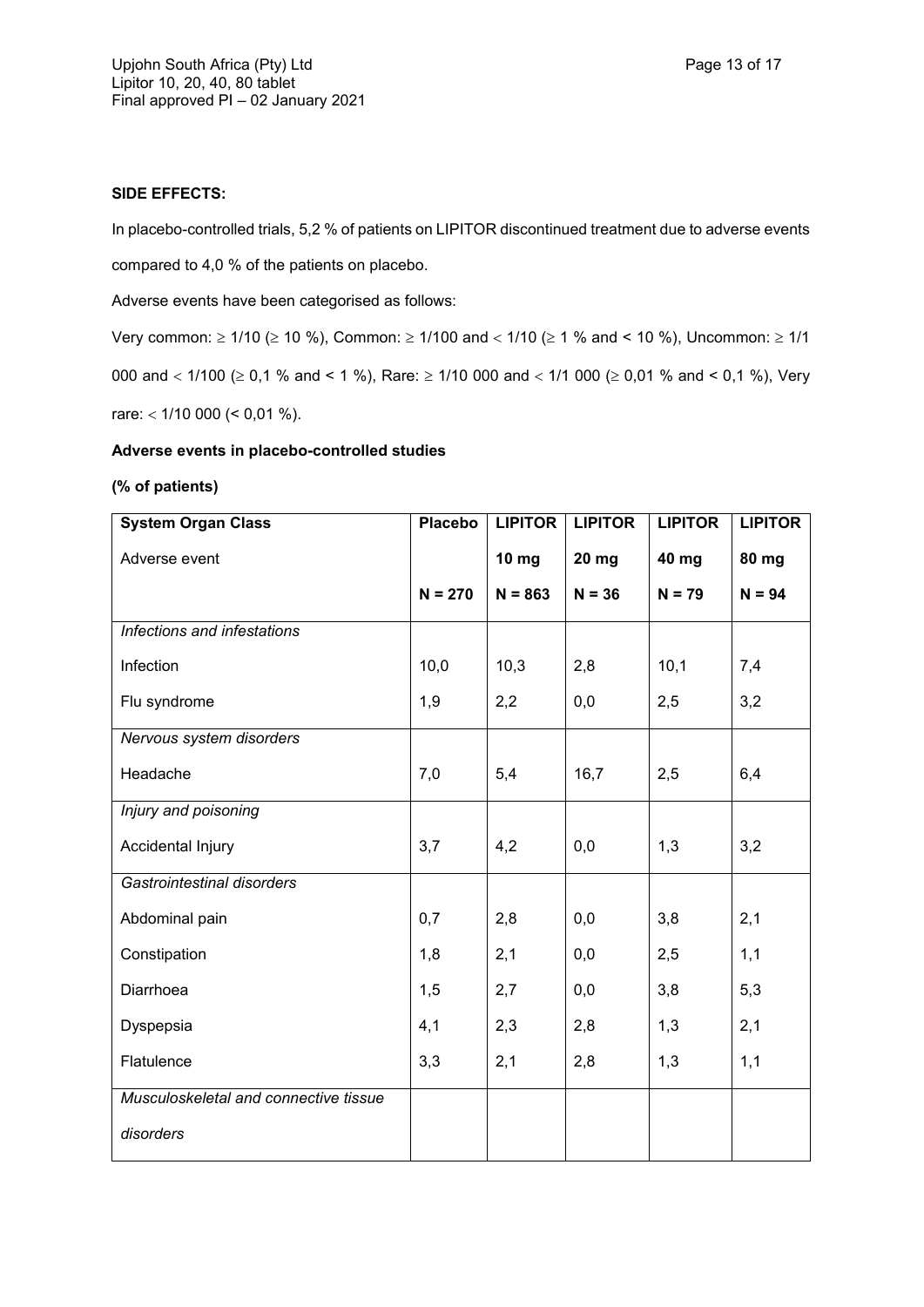**SIDE EFFECTS:**

In placebo-controlled trials, 5,2 % of patients on LIPITOR discontinued treatment due to adverse events compared to 4,0 % of the patients on placebo.

Adverse events have been categorised as follows:

Very common: ≥ 1/10 (≥ 10 %), Common: ≥ 1/100 and < 1/10 (≥ 1 % and < 10 %), Uncommon: ≥ 1/1 000 and < 1/100 (≥ 0,1 % and < 1 %), Rare: ≥ 1/10 000 and < 1/1 000 (≥ 0,01 % and < 0,1 %), Very rare: < 1/10 000 (< 0,01 %).

**Adverse events in placebo-controlled studies**

**(% of patients)**

| **System Organ Class** Adverse event | **Placebo** **N = 270** | **LIPITOR 10 mg** **N = 863** | **LIPITOR 20 mg** **N = 36** | **LIPITOR 40 mg** **N = 79** | **LIPITOR 80 mg** **N = 94** |
|---|---|---|---|---|---|
| *Infections and infestations* | | | | | |
| Infection | 10,0 | 10,3 | 2,8 | 10,1 | 7,4 |
| Flu syndrome | 1,9 | 2,2 | 0,0 | 2,5 | 3,2 |
| *Nervous system disorders* | | | | | |
| Headache | 7,0 | 5,4 | 16,7 | 2,5 | 6,4 |
| *Injury and poisoning* | | | | | |
| Accidental Injury | 3,7 | 4,2 | 0,0 | 1,3 | 3,2 |
| *Gastrointestinal disorders* | | | | | |
| Abdominal pain | 0,7 | 2,8 | 0,0 | 3,8 | 2,1 |
| Constipation | 1,8 | 2,1 | 0,0 | 2,5 | 1,1 |
| Diarrhoea | 1,5 | 2,7 | 0,0 | 3,8 | 5,3 |
| Dyspepsia | 4,1 | 2,3 | 2,8 | 1,3 | 2,1 |
| Flatulence | 3,3 | 2,1 | 2,8 | 1,3 | 1,1 |
| *Musculoskeletal and connective tissue disorders* | | | | | |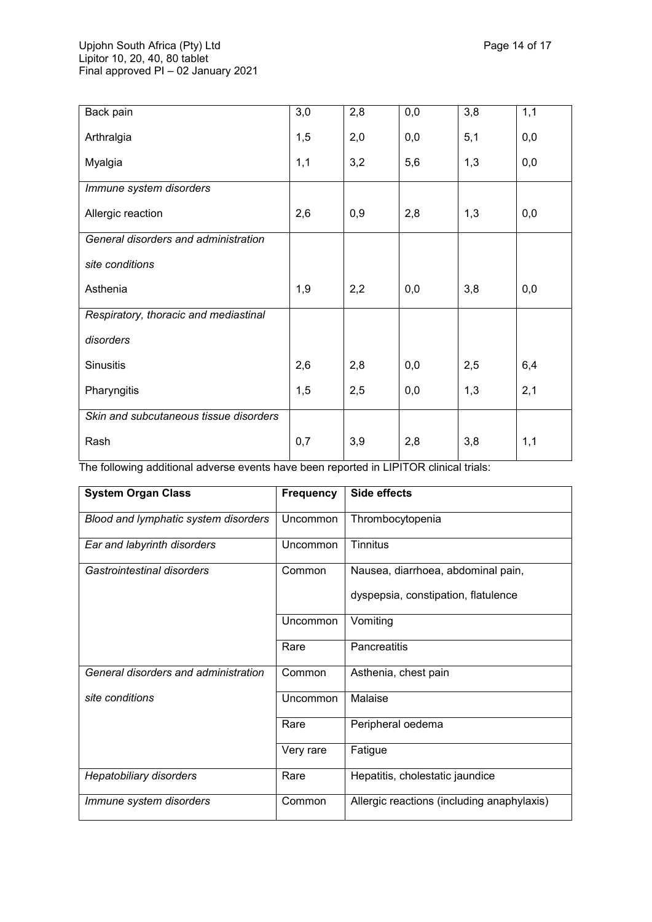| | | | | | |
|---|---|---|---|---|---|
| Back pain | 3,0 | 2,8 | 0,0 | 3,8 | 1,1 |
| Arthralgia | 1,5 | 2,0 | 0,0 | 5,1 | 0,0 |
| Myalgia | 1,1 | 3,2 | 5,6 | 1,3 | 0,0 |
| *Immune system disorders* | | | | | |
| Allergic reaction | 2,6 | 0,9 | 2,8 | 1,3 | 0,0 |
| *General disorders and administration site conditions* | | | | | |
| Asthenia | 1,9 | 2,2 | 0,0 | 3,8 | 0,0 |
| *Respiratory, thoracic and mediastinal disorders* | | | | | |
| Sinusitis | 2,6 | 2,8 | 0,0 | 2,5 | 6,4 |
| Pharyngitis | 1,5 | 2,5 | 0,0 | 1,3 | 2,1 |
| *Skin and subcutaneous tissue disorders* | | | | | |
| Rash | 0,7 | 3,9 | 2,8 | 3,8 | 1,1 |

The following additional adverse events have been reported in LIPITOR clinical trials:

| **System Organ Class** | **Frequency** | **Side effects** |
|---|---|---|
| *Blood and lymphatic system disorders* | Uncommon | Thrombocytopenia |
| *Ear and labyrinth disorders* | Uncommon | Tinnitus |
| *Gastrointestinal disorders* | Common | Nausea, diarrhoea, abdominal pain, dyspepsia, constipation, flatulence |
| | Uncommon | Vomiting |
| | Rare | Pancreatitis |
| *General disorders and administration site conditions* | Common | Asthenia, chest pain |
| | Uncommon | Malaise |
| | Rare | Peripheral oedema |
| | Very rare | Fatigue |
| *Hepatobiliary disorders* | Rare | Hepatitis, cholestatic jaundice |
| *Immune system disorders* | Common | Allergic reactions (including anaphylaxis) |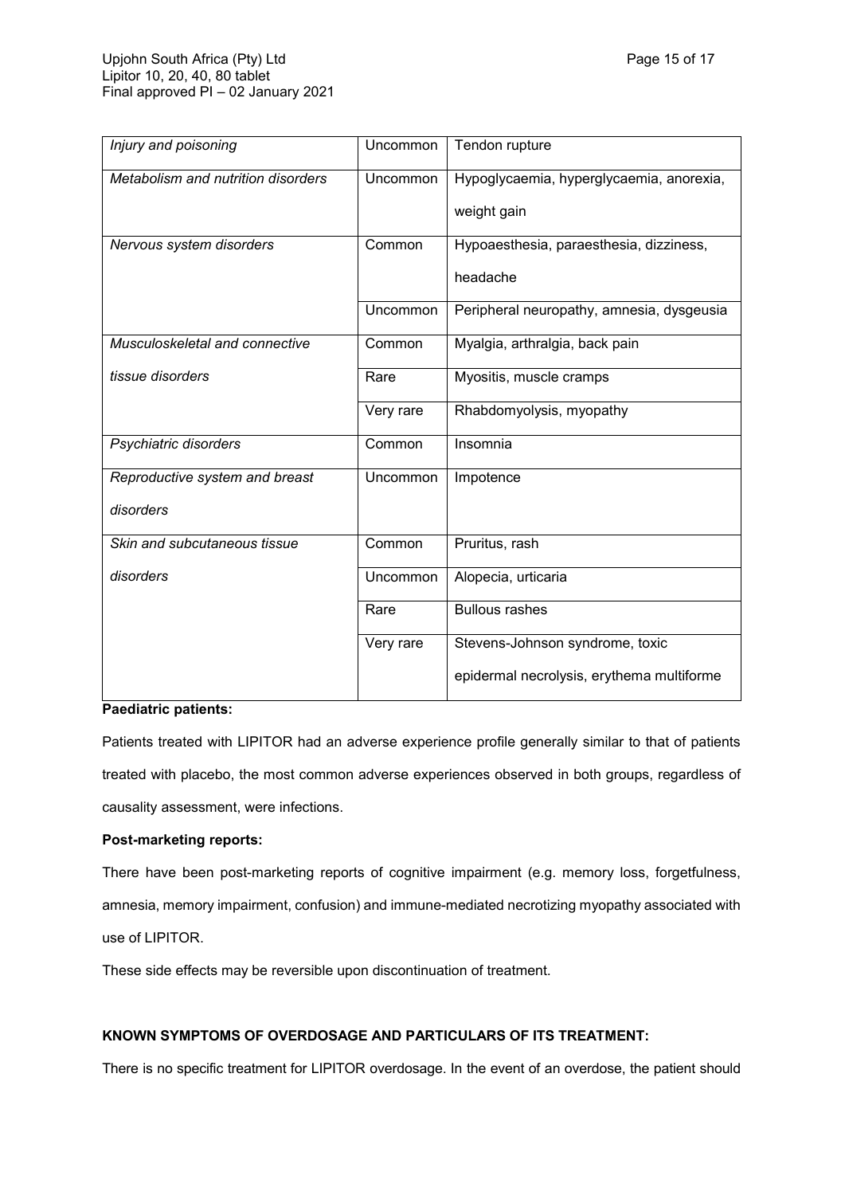| | | |
|---|---|---|
| *Injury and poisoning* | Uncommon | Tendon rupture |
| *Metabolism and nutrition disorders* | Uncommon | Hypoglycaemia, hyperglycaemia, anorexia, weight gain |
| *Nervous system disorders* | Common | Hypoaesthesia, paraesthesia, dizziness, headache |
| | Uncommon | Peripheral neuropathy, amnesia, dysgeusia |
| *Musculoskeletal and connective tissue disorders* | Common | Myalgia, arthralgia, back pain |
| | Rare | Myositis, muscle cramps |
| | Very rare | Rhabdomyolysis, myopathy |
| *Psychiatric disorders* | Common | Insomnia |
| *Reproductive system and breast disorders* | Uncommon | Impotence |
| *Skin and subcutaneous tissue disorders* | Common | Pruritus, rash |
| | Uncommon | Alopecia, urticaria |
| | Rare | Bullous rashes |
| | Very rare | Stevens-Johnson syndrome, toxic epidermal necrolysis, erythema multiforme |

**Paediatric patients:**

Patients treated with LIPITOR had an adverse experience profile generally similar to that of patients treated with placebo, the most common adverse experiences observed in both groups, regardless of causality assessment, were infections.

**Post-marketing reports:**

There have been post-marketing reports of cognitive impairment (e.g. memory loss, forgetfulness, amnesia, memory impairment, confusion) and immune-mediated necrotizing myopathy associated with use of LIPITOR.

These side effects may be reversible upon discontinuation of treatment.

**KNOWN SYMPTOMS OF OVERDOSAGE AND PARTICULARS OF ITS TREATMENT:**

There is no specific treatment for LIPITOR overdosage. In the event of an overdose, the patient should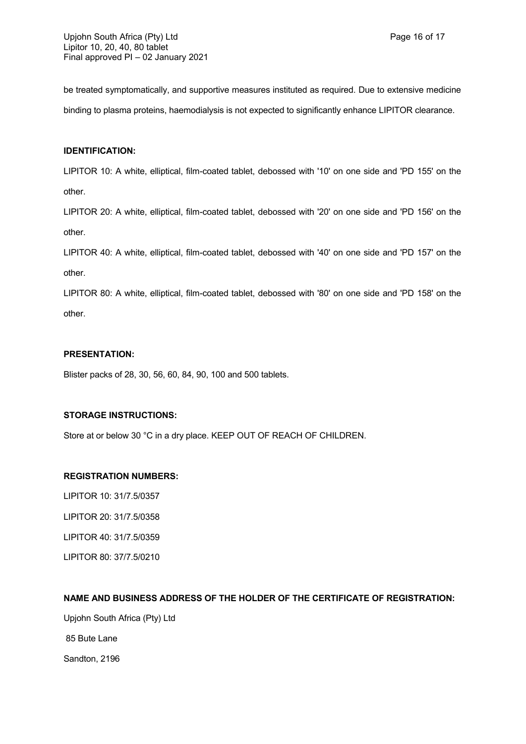be treated symptomatically, and supportive measures instituted as required. Due to extensive medicine binding to plasma proteins, haemodialysis is not expected to significantly enhance LIPITOR clearance.

**IDENTIFICATION:**

LIPITOR 10: A white, elliptical, film-coated tablet, debossed with '10' on one side and 'PD 155' on the other.

LIPITOR 20: A white, elliptical, film-coated tablet, debossed with '20' on one side and 'PD 156' on the other.

LIPITOR 40: A white, elliptical, film-coated tablet, debossed with '40' on one side and 'PD 157' on the other.

LIPITOR 80: A white, elliptical, film-coated tablet, debossed with '80' on one side and 'PD 158' on the other.

**PRESENTATION:**

Blister packs of 28, 30, 56, 60, 84, 90, 100 and 500 tablets.

**STORAGE INSTRUCTIONS:**

Store at or below 30 °C in a dry place. KEEP OUT OF REACH OF CHILDREN.

**REGISTRATION NUMBERS:**

LIPITOR 10: 31/7.5/0357

LIPITOR 20: 31/7.5/0358

LIPITOR 40: 31/7.5/0359

LIPITOR 80: 37/7.5/0210

**NAME AND BUSINESS ADDRESS OF THE HOLDER OF THE CERTIFICATE OF REGISTRATION:**

Upjohn South Africa (Pty) Ltd

85 Bute Lane

Sandton, 2196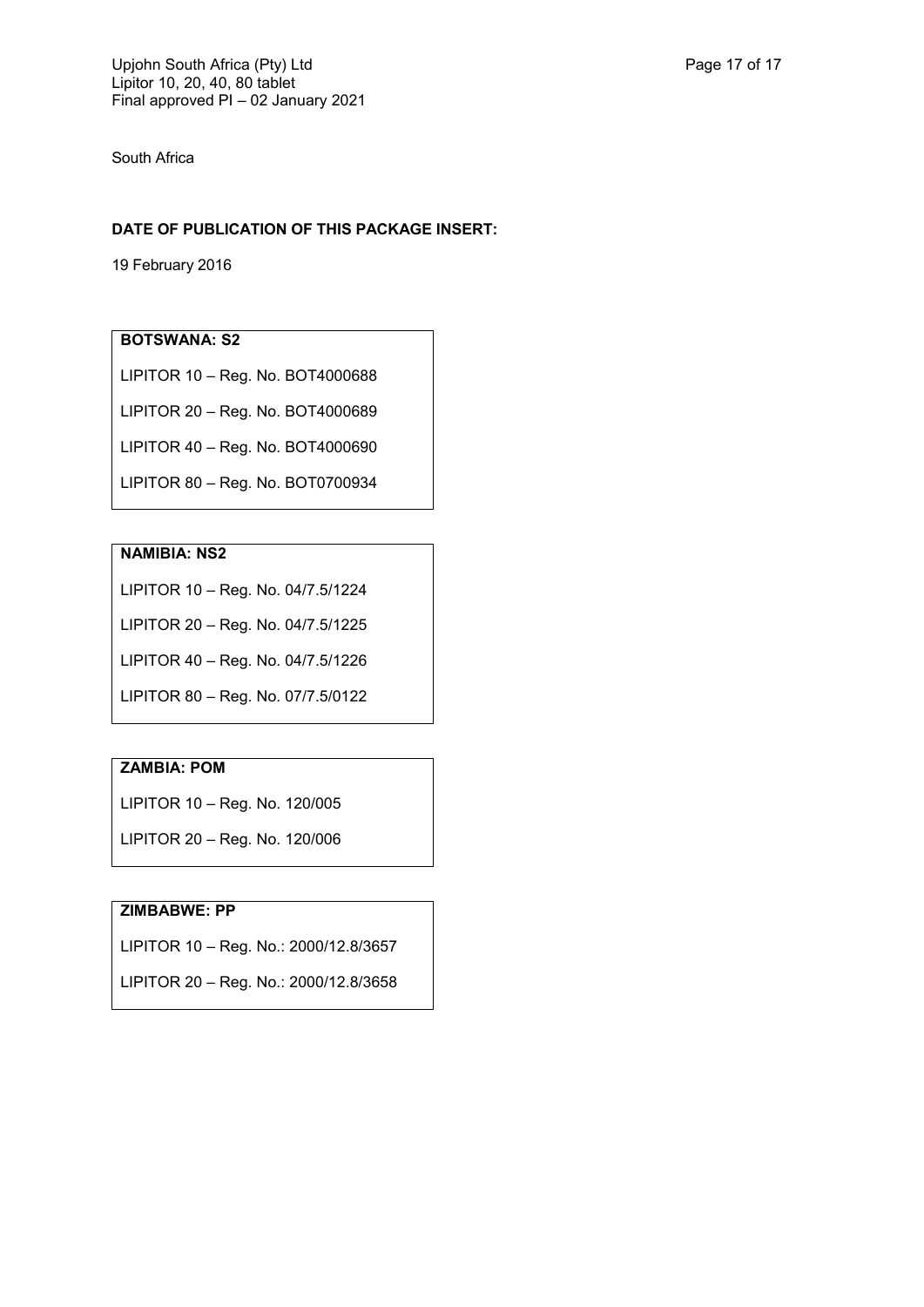South Africa

**DATE OF PUBLICATION OF THIS PACKAGE INSERT:**

19 February 2016

**BOTSWANA: S2**

LIPITOR 10 – Reg. No. BOT4000688

LIPITOR 20 – Reg. No. BOT4000689

LIPITOR 40 – Reg. No. BOT4000690

LIPITOR 80 – Reg. No. BOT0700934

**NAMIBIA: NS2**

LIPITOR 10 – Reg. No. 04/7.5/1224

LIPITOR 20 – Reg. No. 04/7.5/1225

LIPITOR 40 – Reg. No. 04/7.5/1226

LIPITOR 80 – Reg. No. 07/7.5/0122

**ZAMBIA: POM**

LIPITOR 10 – Reg. No. 120/005

LIPITOR 20 – Reg. No. 120/006

**ZIMBABWE: PP**

LIPITOR 10 – Reg. No.: 2000/12.8/3657

LIPITOR 20 – Reg. No.: 2000/12.8/3658